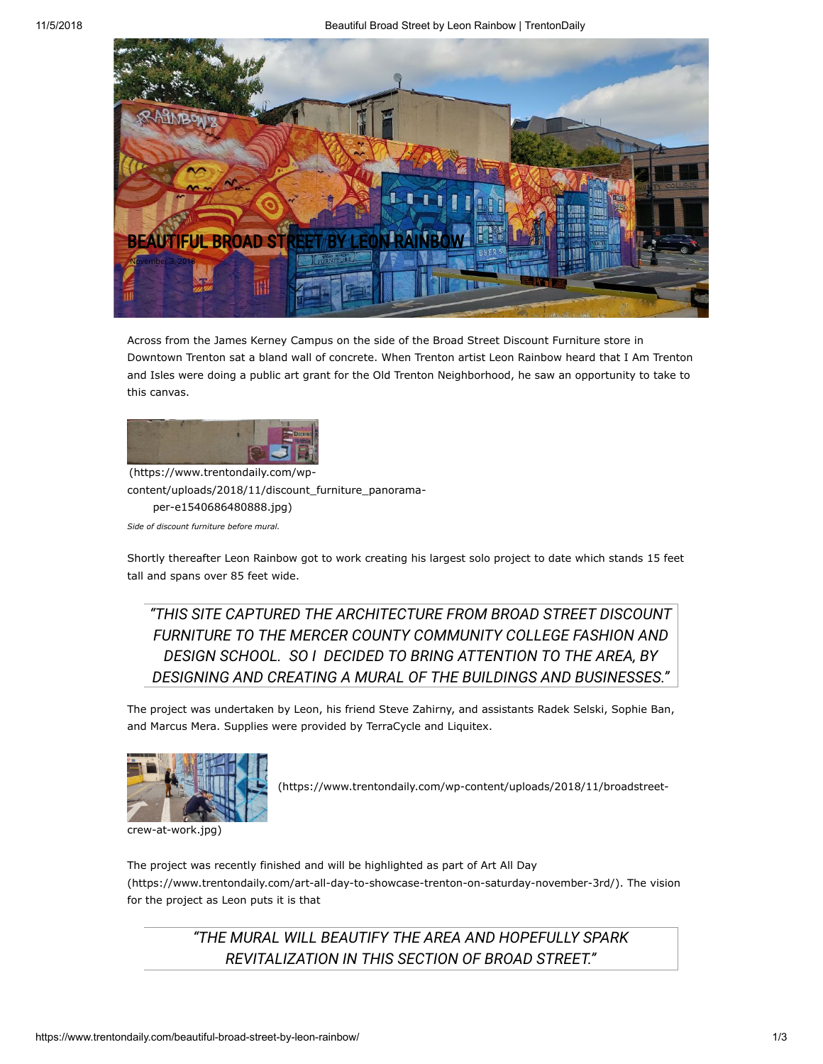# BEAUTIFUL BROAD STREET BY LEON RAINBOW

November 3, 2018

Across from the James Kerney Campus on the side of the Broad Street Discount Furniture store in Downtown Trenton sat a bland wall of concrete. When Trenton artist Leon Rainbow heard that I Am Trenton and Isles were doing a public art grant for the Old Trenton Neighborhood, he saw an opportunity to take to this canvas.

(https://www.trentondaily.com/wp-content/uploads/2018/11/discount_furniture_panorama-per-e1540686480888.jpg)

*Side of discount furniture before mural.*

Shortly thereafter Leon Rainbow got to work creating his largest solo project to date which stands 15 feet tall and spans over 85 feet wide.

> *"THIS SITE CAPTURED THE ARCHITECTURE FROM BROAD STREET DISCOUNT FURNITURE TO THE MERCER COUNTY COMMUNITY COLLEGE FASHION AND DESIGN SCHOOL. SO I DECIDED TO BRING ATTENTION TO THE AREA, BY DESIGNING AND CREATING A MURAL OF THE BUILDINGS AND BUSINESSES."*

The project was undertaken by Leon, his friend Steve Zahirny, and assistants Radek Selski, Sophie Ban, and Marcus Mera. Supplies were provided by TerraCycle and Liquitex.

(https://www.trentondaily.com/wp-content/uploads/2018/11/broadstreet-crew-at-work.jpg)

The project was recently finished and will be highlighted as part of Art All Day (https://www.trentondaily.com/art-all-day-to-showcase-trenton-on-saturday-november-3rd/). The vision for the project as Leon puts it is that

> *"THE MURAL WILL BEAUTIFY THE AREA AND HOPEFULLY SPARK REVITALIZATION IN THIS SECTION OF BROAD STREET."*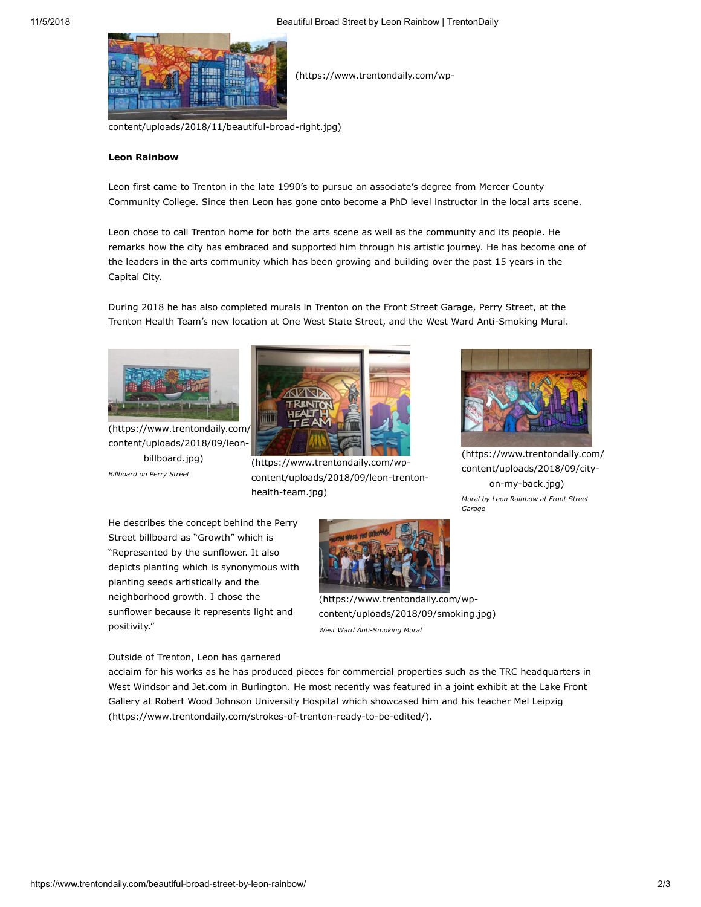(https://www.trentondaily.com/wp-content/uploads/2018/11/beautiful-broad-right.jpg)

**Leon Rainbow**

Leon first came to Trenton in the late 1990's to pursue an associate's degree from Mercer County Community College. Since then Leon has gone onto become a PhD level instructor in the local arts scene.

Leon chose to call Trenton home for both the arts scene as well as the community and its people. He remarks how the city has embraced and supported him through his artistic journey. He has become one of the leaders in the arts community which has been growing and building over the past 15 years in the Capital City.

During 2018 he has also completed murals in Trenton on the Front Street Garage, Perry Street, at the Trenton Health Team's new location at One West State Street, and the West Ward Anti-Smoking Mural.

(https://www.trentondaily.com/wp-content/uploads/2018/09/leon-billboard.jpg)

*Billboard on Perry Street*

(https://www.trentondaily.com/wp-content/uploads/2018/09/leon-trenton-health-team.jpg)

(https://www.trentondaily.com/wp-content/uploads/2018/09/city-on-my-back.jpg)

*Mural by Leon Rainbow at Front Street Garage*

He describes the concept behind the Perry Street billboard as "Growth" which is "Represented by the sunflower. It also depicts planting which is synonymous with planting seeds artistically and the neighborhood growth. I chose the sunflower because it represents light and positivity."

(https://www.trentondaily.com/wp-content/uploads/2018/09/smoking.jpg)

*West Ward Anti-Smoking Mural*

Outside of Trenton, Leon has garnered acclaim for his works as he has produced pieces for commercial properties such as the TRC headquarters in West Windsor and Jet.com in Burlington. He most recently was featured in a joint exhibit at the Lake Front Gallery at Robert Wood Johnson University Hospital which showcased him and his teacher Mel Leipzig (https://www.trentondaily.com/strokes-of-trenton-ready-to-be-edited/).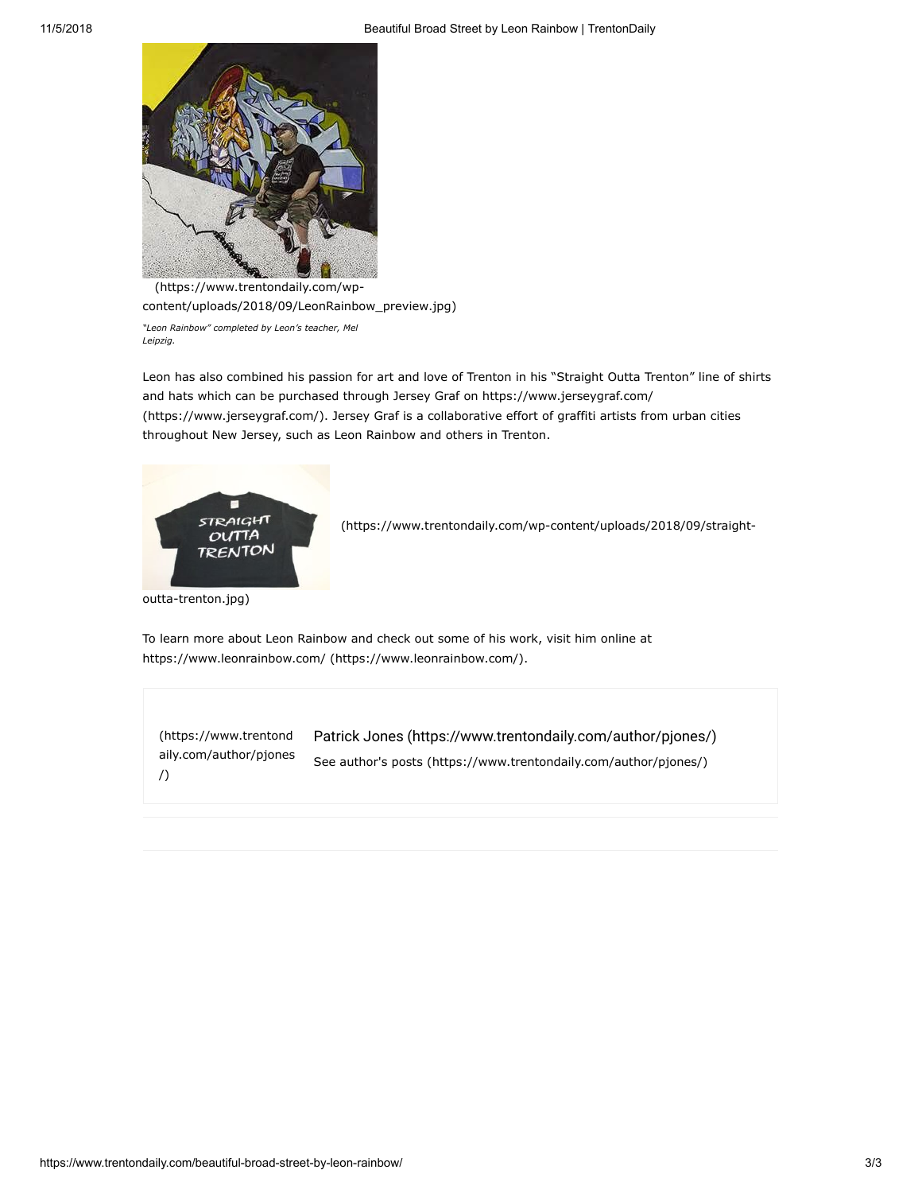(https://www.trentondaily.com/wp-content/uploads/2018/09/LeonRainbow_preview.jpg)

*"Leon Rainbow" completed by Leon's teacher, Mel Leipzig.*

Leon has also combined his passion for art and love of Trenton in his "Straight Outta Trenton" line of shirts and hats which can be purchased through Jersey Graf on https://www.jerseygraf.com/ (https://www.jerseygraf.com/). Jersey Graf is a collaborative effort of graffiti artists from urban cities throughout New Jersey, such as Leon Rainbow and others in Trenton.

(https://www.trentondaily.com/wp-content/uploads/2018/09/straight-outta-trenton.jpg)

To learn more about Leon Rainbow and check out some of his work, visit him online at https://www.leonrainbow.com/ (https://www.leonrainbow.com/).

(https://www.trentondaily.com/author/pjones/)

Patrick Jones (https://www.trentondaily.com/author/pjones/)

See author's posts (https://www.trentondaily.com/author/pjones/)